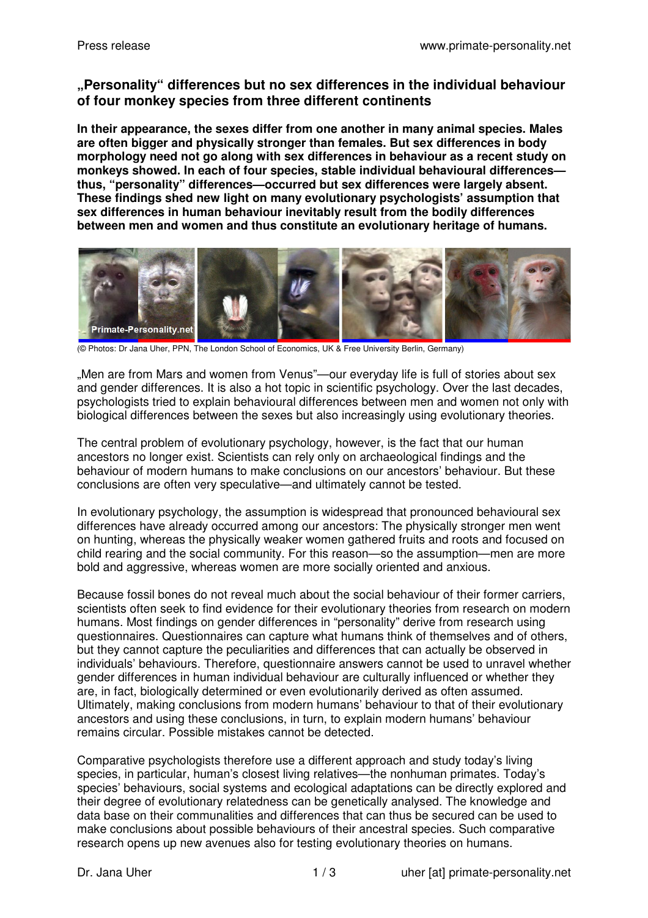# „Personality" differences but no sex differences in the individual behaviour of four monkey species from three different continents

**In their appearance, the sexes differ from one another in many animal species. Males are often bigger and physically stronger than females. But sex differences in body morphology need not go along with sex differences in behaviour as a recent study on monkeys showed. In each of four species, stable individual behavioural differences—thus, "personality" differences—occurred but sex differences were largely absent. These findings shed new light on many evolutionary psychologists' assumption that sex differences in human behaviour inevitably result from the bodily differences between men and women and thus constitute an evolutionary heritage of humans.**

(© Photos: Dr Jana Uher, PPN, The London School of Economics, UK & Free University Berlin, Germany)

„Men are from Mars and women from Venus"—our everyday life is full of stories about sex and gender differences. It is also a hot topic in scientific psychology. Over the last decades, psychologists tried to explain behavioural differences between men and women not only with biological differences between the sexes but also increasingly using evolutionary theories.

The central problem of evolutionary psychology, however, is the fact that our human ancestors no longer exist. Scientists can rely only on archaeological findings and the behaviour of modern humans to make conclusions on our ancestors' behaviour. But these conclusions are often very speculative—and ultimately cannot be tested.

In evolutionary psychology, the assumption is widespread that pronounced behavioural sex differences have already occurred among our ancestors: The physically stronger men went on hunting, whereas the physically weaker women gathered fruits and roots and focused on child rearing and the social community. For this reason—so the assumption—men are more bold and aggressive, whereas women are more socially oriented and anxious.

Because fossil bones do not reveal much about the social behaviour of their former carriers, scientists often seek to find evidence for their evolutionary theories from research on modern humans. Most findings on gender differences in "personality" derive from research using questionnaires. Questionnaires can capture what humans think of themselves and of others, but they cannot capture the peculiarities and differences that can actually be observed in individuals' behaviours. Therefore, questionnaire answers cannot be used to unravel whether gender differences in human individual behaviour are culturally influenced or whether they are, in fact, biologically determined or even evolutionarily derived as often assumed. Ultimately, making conclusions from modern humans' behaviour to that of their evolutionary ancestors and using these conclusions, in turn, to explain modern humans' behaviour remains circular. Possible mistakes cannot be detected.

Comparative psychologists therefore use a different approach and study today's living species, in particular, human's closest living relatives—the nonhuman primates. Today's species' behaviours, social systems and ecological adaptations can be directly explored and their degree of evolutionary relatedness can be genetically analysed. The knowledge and data base on their communalities and differences that can thus be secured can be used to make conclusions about possible behaviours of their ancestral species. Such comparative research opens up new avenues also for testing evolutionary theories on humans.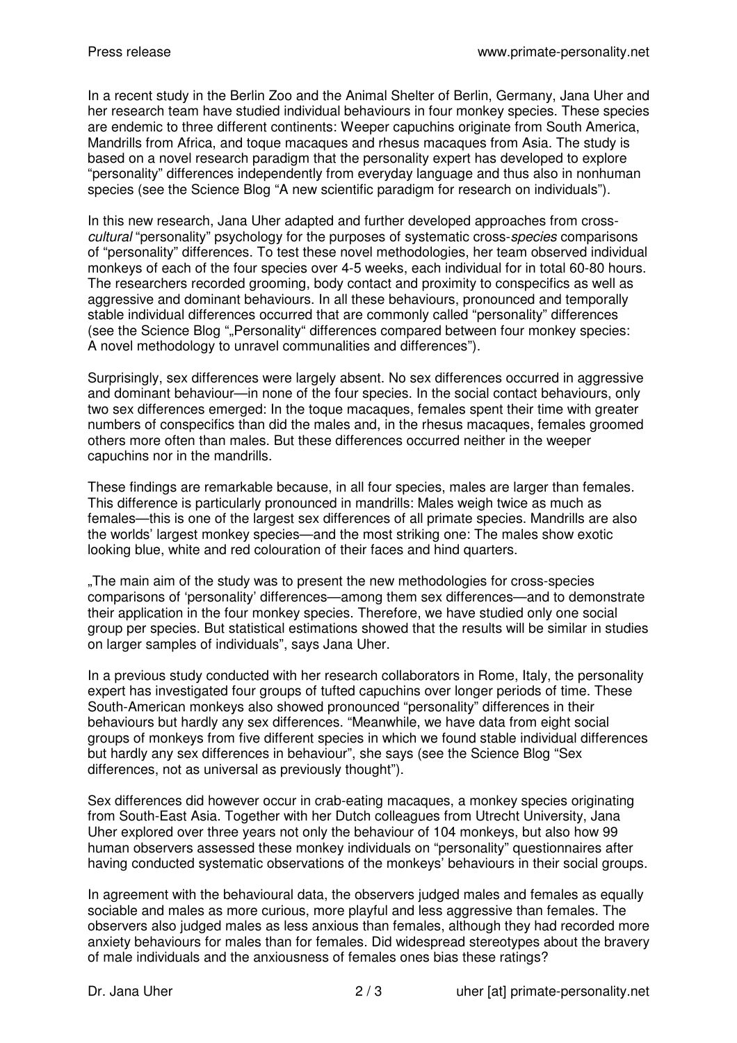In a recent study in the Berlin Zoo and the Animal Shelter of Berlin, Germany, Jana Uher and her research team have studied individual behaviours in four monkey species. These species are endemic to three different continents: Weeper capuchins originate from South America, Mandrills from Africa, and toque macaques and rhesus macaques from Asia. The study is based on a novel research paradigm that the personality expert has developed to explore "personality" differences independently from everyday language and thus also in nonhuman species (see the Science Blog "A new scientific paradigm for research on individuals").

In this new research, Jana Uher adapted and further developed approaches from cross-*cultural* "personality" psychology for the purposes of systematic cross-*species* comparisons of "personality" differences. To test these novel methodologies, her team observed individual monkeys of each of the four species over 4-5 weeks, each individual for in total 60-80 hours. The researchers recorded grooming, body contact and proximity to conspecifics as well as aggressive and dominant behaviours. In all these behaviours, pronounced and temporally stable individual differences occurred that are commonly called "personality" differences (see the Science Blog "„Personality" differences compared between four monkey species: A novel methodology to unravel communalities and differences").

Surprisingly, sex differences were largely absent. No sex differences occurred in aggressive and dominant behaviour—in none of the four species. In the social contact behaviours, only two sex differences emerged: In the toque macaques, females spent their time with greater numbers of conspecifics than did the males and, in the rhesus macaques, females groomed others more often than males. But these differences occurred neither in the weeper capuchins nor in the mandrills.

These findings are remarkable because, in all four species, males are larger than females. This difference is particularly pronounced in mandrills: Males weigh twice as much as females—this is one of the largest sex differences of all primate species. Mandrills are also the worlds' largest monkey species—and the most striking one: The males show exotic looking blue, white and red colouration of their faces and hind quarters.

„The main aim of the study was to present the new methodologies for cross-species comparisons of 'personality' differences—among them sex differences—and to demonstrate their application in the four monkey species. Therefore, we have studied only one social group per species. But statistical estimations showed that the results will be similar in studies on larger samples of individuals", says Jana Uher.

In a previous study conducted with her research collaborators in Rome, Italy, the personality expert has investigated four groups of tufted capuchins over longer periods of time. These South-American monkeys also showed pronounced "personality" differences in their behaviours but hardly any sex differences. "Meanwhile, we have data from eight social groups of monkeys from five different species in which we found stable individual differences but hardly any sex differences in behaviour", she says (see the Science Blog "Sex differences, not as universal as previously thought").

Sex differences did however occur in crab-eating macaques, a monkey species originating from South-East Asia. Together with her Dutch colleagues from Utrecht University, Jana Uher explored over three years not only the behaviour of 104 monkeys, but also how 99 human observers assessed these monkey individuals on "personality" questionnaires after having conducted systematic observations of the monkeys' behaviours in their social groups.

In agreement with the behavioural data, the observers judged males and females as equally sociable and males as more curious, more playful and less aggressive than females. The observers also judged males as less anxious than females, although they had recorded more anxiety behaviours for males than for females. Did widespread stereotypes about the bravery of male individuals and the anxiousness of females ones bias these ratings?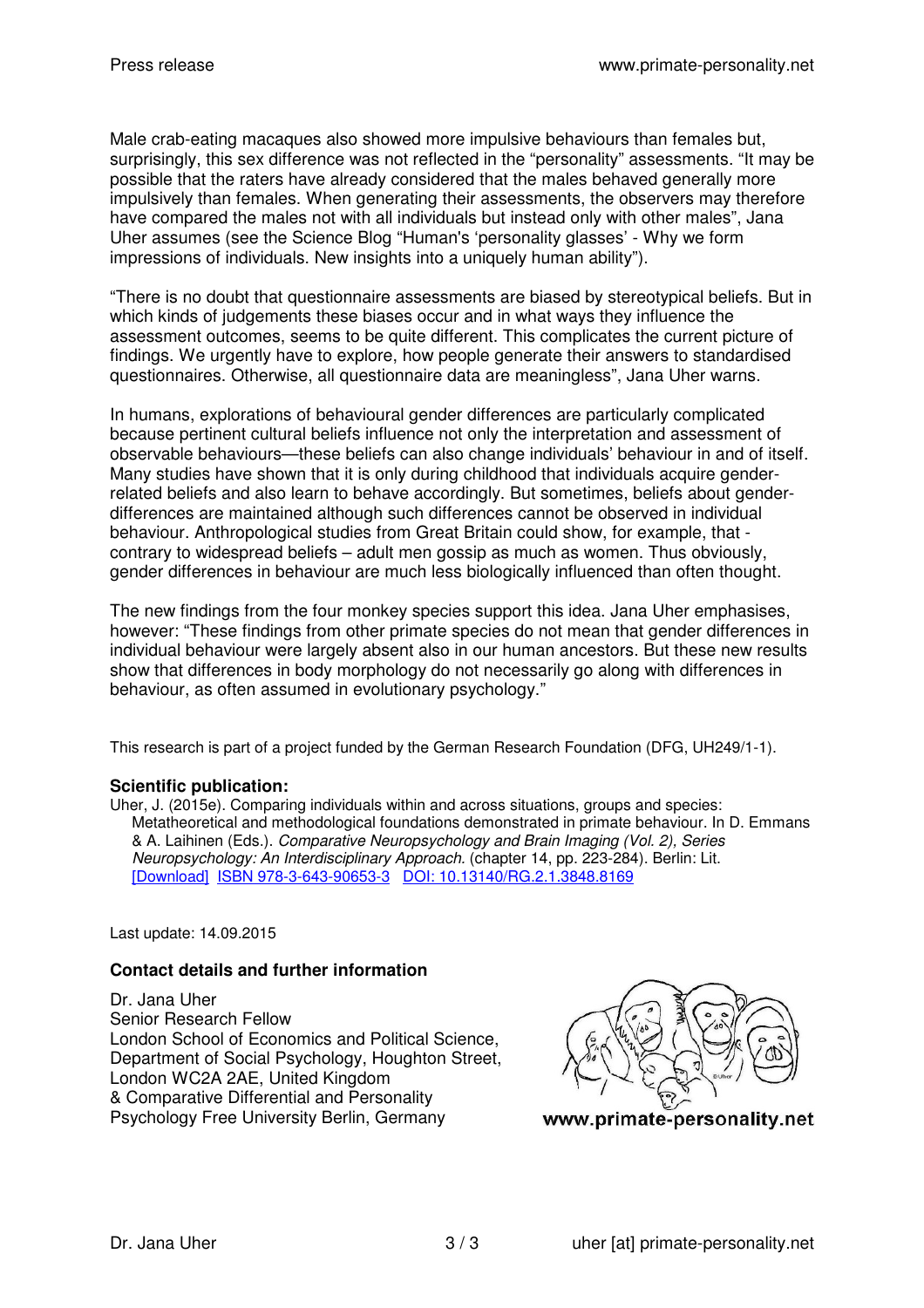Male crab-eating macaques also showed more impulsive behaviours than females but, surprisingly, this sex difference was not reflected in the "personality" assessments. "It may be possible that the raters have already considered that the males behaved generally more impulsively than females. When generating their assessments, the observers may therefore have compared the males not with all individuals but instead only with other males", Jana Uher assumes (see the Science Blog "Human's 'personality glasses' - Why we form impressions of individuals. New insights into a uniquely human ability").

"There is no doubt that questionnaire assessments are biased by stereotypical beliefs. But in which kinds of judgements these biases occur and in what ways they influence the assessment outcomes, seems to be quite different. This complicates the current picture of findings. We urgently have to explore, how people generate their answers to standardised questionnaires. Otherwise, all questionnaire data are meaningless", Jana Uher warns.

In humans, explorations of behavioural gender differences are particularly complicated because pertinent cultural beliefs influence not only the interpretation and assessment of observable behaviours—these beliefs can also change individuals' behaviour in and of itself. Many studies have shown that it is only during childhood that individuals acquire gender-related beliefs and also learn to behave accordingly. But sometimes, beliefs about gender-differences are maintained although such differences cannot be observed in individual behaviour. Anthropological studies from Great Britain could show, for example, that - contrary to widespread beliefs – adult men gossip as much as women. Thus obviously, gender differences in behaviour are much less biologically influenced than often thought.

The new findings from the four monkey species support this idea. Jana Uher emphasises, however: "These findings from other primate species do not mean that gender differences in individual behaviour were largely absent also in our human ancestors. But these new results show that differences in body morphology do not necessarily go along with differences in behaviour, as often assumed in evolutionary psychology."

This research is part of a project funded by the German Research Foundation (DFG, UH249/1-1).

**Scientific publication:**

Uher, J. (2015e). Comparing individuals within and across situations, groups and species: Metatheoretical and methodological foundations demonstrated in primate behaviour. In D. Emmans & A. Laihinen (Eds.). *Comparative Neuropsychology and Brain Imaging (Vol. 2), Series Neuropsychology: An Interdisciplinary Approach.* (chapter 14, pp. 223-284). Berlin: Lit. [Download] ISBN 978-3-643-90653-3 DOI: 10.13140/RG.2.1.3848.8169

Last update: 14.09.2015

**Contact details and further information**

Dr. Jana Uher
Senior Research Fellow
London School of Economics and Political Science,
Department of Social Psychology, Houghton Street,
London WC2A 2AE, United Kingdom
& Comparative Differential and Personality
Psychology Free University Berlin, Germany

www.primate-personality.net